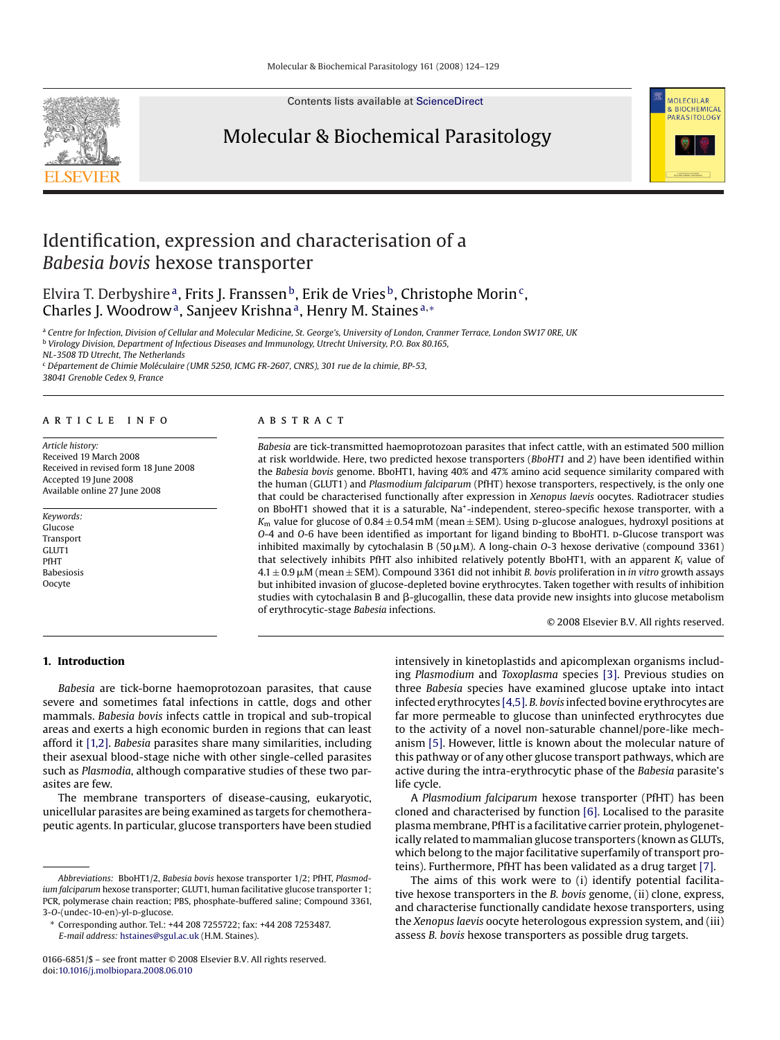# Identification, expression and characterisation of a *Babesia bovis* hexose transporter

Elvira T. Derbyshire [a], Frits J. Franssen [b], Erik de Vries [b], Christophe Morin [c], Charles J. Woodrow [a], Sanjeev Krishna [a], Henry M. Staines [a,*]

[a] *Centre for Infection, Division of Cellular and Molecular Medicine, St. George's, University of London, Cranmer Terrace, London SW17 0RE, UK*

[b] *Virology Division, Department of Infectious Diseases and Immunology, Utrecht University, P.O. Box 80.165, NL-3508 TD Utrecht, The Netherlands*

[c] *Département de Chimie Moléculaire (UMR 5250, ICMG FR-2607, CNRS), 301 rue de la chimie, BP-53, 38041 Grenoble Cedex 9, France*

## ARTICLE INFO

*Article history:*
Received 19 March 2008
Received in revised form 18 June 2008
Accepted 19 June 2008
Available online 27 June 2008

*Keywords:*
Glucose
Transport
GLUT1
PfHT
Babesiosis
Oocyte

## ABSTRACT

*Babesia* are tick-transmitted haemoprotozoan parasites that infect cattle, with an estimated 500 million at risk worldwide. Here, two predicted hexose transporters (*BboHT1* and *2*) have been identified within the *Babesia bovis* genome. BboHT1, having 40% and 47% amino acid sequence similarity compared with the human (GLUT1) and *Plasmodium falciparum* (PfHT) hexose transporters, respectively, is the only one that could be characterised functionally after expression in *Xenopus laevis* oocytes. Radiotracer studies on BboHT1 showed that it is a saturable, $Na^+$-independent, stereo-specific hexose transporter, with a $K_m$ value for glucose of $0.84 \pm 0.54$ mM (mean ± SEM). Using D-glucose analogues, hydroxyl positions at *O*-4 and *O*-6 have been identified as important for ligand binding to BboHT1. D-Glucose transport was inhibited maximally by cytochalasin B (50 μM). A long-chain *O*-3 hexose derivative (compound 3361) that selectively inhibits PfHT also inhibited relatively potently BboHT1, with an apparent $K_i$ value of $4.1 \pm 0.9$ μM (mean ± SEM). Compound 3361 did not inhibit *B. bovis* proliferation in *in vitro* growth assays but inhibited invasion of glucose-depleted bovine erythrocytes. Taken together with results of inhibition studies with cytochalasin B and β-glucogallin, these data provide new insights into glucose metabolism of erythrocytic-stage *Babesia* infections.

© 2008 Elsevier B.V. All rights reserved.

## 1. Introduction

*Babesia* are tick-borne haemoprotozoan parasites, that cause severe and sometimes fatal infections in cattle, dogs and other mammals. *Babesia bovis* infects cattle in tropical and sub-tropical areas and exerts a high economic burden in regions that can least afford it [1,2]. *Babesia* parasites share many similarities, including their asexual blood-stage niche with other single-celled parasites such as *Plasmodia*, although comparative studies of these two parasites are few.

The membrane transporters of disease-causing, eukaryotic, unicellular parasites are being examined as targets for chemotherapeutic agents. In particular, glucose transporters have been studied intensively in kinetoplastids and apicomplexan organisms including *Plasmodium* and *Toxoplasma* species [3]. Previous studies on three *Babesia* species have examined glucose uptake into intact infected erythrocytes [4,5]. *B. bovis* infected bovine erythrocytes are far more permeable to glucose than uninfected erythrocytes due to the activity of a novel non-saturable channel/pore-like mechanism [5]. However, little is known about the molecular nature of this pathway or of any other glucose transport pathways, which are active during the intra-erythrocytic phase of the *Babesia* parasite's life cycle.

A *Plasmodium falciparum* hexose transporter (PfHT) has been cloned and characterised by function [6]. Localised to the parasite plasma membrane, PfHT is a facilitative carrier protein, phylogenetically related to mammalian glucose transporters (known as GLUTs, which belong to the major facilitative superfamily of transport proteins). Furthermore, PfHT has been validated as a drug target [7].

The aims of this work were to (i) identify potential facilitative hexose transporters in the *B. bovis* genome, (ii) clone, express, and characterise functionally candidate hexose transporters, using the *Xenopus laevis* oocyte heterologous expression system, and (iii) assess *B. bovis* hexose transporters as possible drug targets.

---

*Abbreviations:* BboHT1/2, *Babesia bovis* hexose transporter 1/2; PfHT, *Plasmodium falciparum* hexose transporter; GLUT1, human facilitative glucose transporter 1; PCR, polymerase chain reaction; PBS, phosphate-buffered saline; Compound 3361, 3-*O*-(undec-10-en)-yl-D-glucose.

\* Corresponding author. Tel.: +44 208 7255722; fax: +44 208 7253487. *E-mail address:* hstaines@sgul.ac.uk (H.M. Staines).

0166-6851/$ – see front matter © 2008 Elsevier B.V. All rights reserved.
doi:10.1016/j.molbiopara.2008.06.010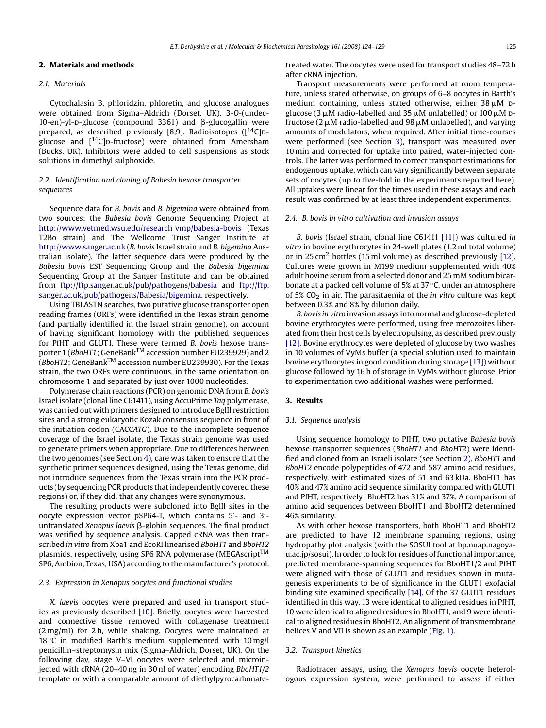## 2. Materials and methods

### 2.1. Materials

Cytochalasin B, phloridzin, phloretin, and glucose analogues were obtained from Sigma–Aldrich (Dorset, UK). 3-*O*-(undec-10-en)-yl-D-glucose (compound 3361) and β-glucogallin were prepared, as described previously [8,9]. Radioisotopes ([$^{14}$C]D-glucose and [$^{14}$C]D-fructose) were obtained from Amersham (Bucks, UK). Inhibitors were added to cell suspensions as stock solutions in dimethyl sulphoxide.

### 2.2. Identification and cloning of Babesia hexose transporter sequences

Sequence data for *B. bovis* and *B. bigemina* were obtained from two sources: the *Babesia bovis* Genome Sequencing Project at http://www.vetmed.wsu.edu/research_vmp/babesia-bovis (Texas T2Bo strain) and The Wellcome Trust Sanger Institute at http://www.sanger.ac.uk (*B. bovis* Israel strain and *B. bigemina* Australian isolate). The latter sequence data were produced by the *Babesia bovis* EST Sequencing Group and the *Babesia bigemina* Sequencing Group at the Sanger Institute and can be obtained from ftp://ftp.sanger.ac.uk/pub/pathogens/babesia and ftp://ftp.sanger.ac.uk/pub/pathogens/Babesia/bigemina, respectively.

Using TBLASTN searches, two putative glucose transporter open reading frames (ORFs) were identified in the Texas strain genome (and partially identified in the Israel strain genome), on account of having significant homology with the published sequences for PfHT and GLUT1. These were termed *B. bovis* hexose transporter 1 (*BboHT1*; GeneBank™ accession number EU239929) and 2 (*BboHT2*; GeneBank™ accession number EU239930). For the Texas strain, the two ORFs were continuous, in the same orientation on chromosome 1 and separated by just over 1000 nucleotides.

Polymerase chain reactions (PCR) on genomic DNA from *B. bovis* Israel isolate (clonal line C61411), using AccuPrime *Taq* polymerase, was carried out with primers designed to introduce BglII restriction sites and a strong eukaryotic Kozak consensus sequence in front of the initiation codon (CACC*ATG*). Due to the incomplete sequence coverage of the Israel isolate, the Texas strain genome was used to generate primers when appropriate. Due to differences between the two genomes (see Section 4), care was taken to ensure that the synthetic primer sequences designed, using the Texas genome, did not introduce sequences from the Texas strain into the PCR products (by sequencing PCR products that independently covered these regions) or, if they did, that any changes were synonymous.

The resulting products were subcloned into BglII sites in the oocyte expression vector pSP64-T, which contains 5′- and 3′-untranslated *Xenopus laevis* β-globin sequences. The final product was verified by sequence analysis. Capped cRNA was then transcribed *in vitro* from Xba1 and EcoRI linearised *BboHT1* and *BboHT2* plasmids, respectively, using SP6 RNA polymerase (MEGAscript™ SP6, Ambion, Texas, USA) according to the manufacturer's protocol.

### 2.3. Expression in Xenopus oocytes and functional studies

*X. laevis* oocytes were prepared and used in transport studies as previously described [10]. Briefly, oocytes were harvested and connective tissue removed with collagenase treatment (2 mg/ml) for 2 h, while shaking. Oocytes were maintained at 18 °C in modified Barth's medium supplemented with 10 mg/l penicillin–streptomysin mix (Sigma–Aldrich, Dorset, UK). On the following day, stage V–VI oocytes were selected and microinjected with cRNA (20–40 ng in 30 nl of water) encoding *BboHT1/2* template or with a comparable amount of diethylpyrocarbonate-treated water. The oocytes were used for transport studies 48–72 h after cRNA injection.

Transport measurements were performed at room temperature, unless stated otherwise, on groups of 6–8 oocytes in Barth's medium containing, unless stated otherwise, either 38 μM D-glucose (3 μM radio-labelled and 35 μM unlabelled) or 100 μM D-fructose (2 μM radio-labelled and 98 μM unlabelled), and varying amounts of modulators, when required. After initial time-courses were performed (see Section 3), transport was measured over 10 min and corrected for uptake into paired, water-injected controls. The latter was performed to correct transport estimations for endogenous uptake, which can vary significantly between separate sets of oocytes (up to five-fold in the experiments reported here). All uptakes were linear for the times used in these assays and each result was confirmed by at least three independent experiments.

### 2.4. B. bovis in vitro cultivation and invasion assays

*B. bovis* (Israel strain, clonal line C61411 [11]) was cultured *in vitro* in bovine erythrocytes in 24-well plates (1.2 ml total volume) or in 25 cm$^2$ bottles (15 ml volume) as described previously [12]. Cultures were grown in M199 medium supplemented with 40% adult bovine serum from a selected donor and 25 mM sodium bicarbonate at a packed cell volume of 5% at 37 °C, under an atmosphere of 5% $CO_2$ in air. The parasitaemia of the *in vitro* culture was kept between 0.3% and 8% by dilution daily.

*B. bovis in vitro* invasion assays into normal and glucose-depleted bovine erythrocytes were performed, using free merozoites liberated from their host cells by electropulsing, as described previously [12]. Bovine erythrocytes were depleted of glucose by two washes in 10 volumes of VyMs buffer (a special solution used to maintain bovine erythrocytes in good condition during storage [13]) without glucose followed by 16 h of storage in VyMs without glucose. Prior to experimentation two additional washes were performed.

## 3. Results

### 3.1. Sequence analysis

Using sequence homology to PfHT, two putative *Babesia bovis* hexose transporter sequences (*BboHT1* and *BboHT2*) were identified and cloned from an Israeli isolate (see Section 2). *BboHT1* and *BboHT2* encode polypeptides of 472 and 587 amino acid residues, respectively, with estimated sizes of 51 and 63 kDa. BboHT1 has 40% and 47% amino acid sequence similarity compared with GLUT1 and PfHT, respectively; BboHT2 has 31% and 37%. A comparison of amino acid sequences between BboHT1 and BboHT2 determined 46% similarity.

As with other hexose transporters, both BboHT1 and BboHT2 are predicted to have 12 membrane spanning regions, using hydropathy plot analysis (with the SOSUI tool at bp.nuap.nagoya-u.ac.jp/sosui). In order to look for residues of functional importance, predicted membrane-spanning sequences for BboHT1/2 and PfHT were aligned with those of GLUT1 and residues shown in mutagenesis experiments to be of significance in the GLUT1 exofacial binding site examined specifically [14]. Of the 37 GLUT1 residues identified in this way, 13 were identical to aligned residues in PfHT, 10 were identical to aligned residues in BboHT1, and 9 were identical to aligned residues in BboHT2. An alignment of transmembrane helices V and VII is shown as an example (Fig. 1).

### 3.2. Transport kinetics

Radiotracer assays, using the *Xenopus laevis* oocyte heterologous expression system, were performed to assess if either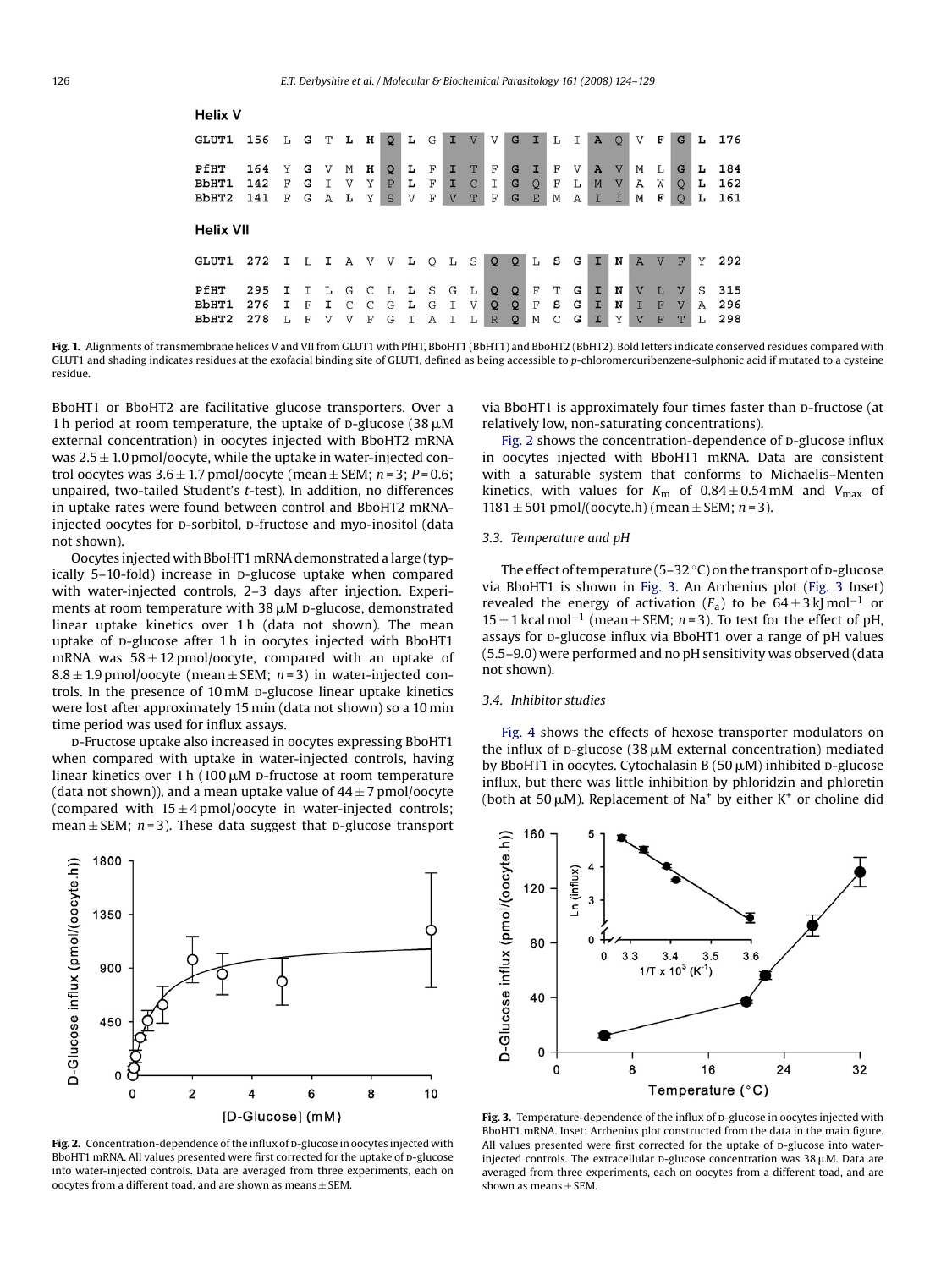**Helix V**

```
GLUT1  156  L  G  T  L  H  Q  L  G  I  V  V  G  I  L  I  A  Q  V  F  G  L  176

PfHT   164  Y  G  V  M  H  Q  L  F  I  T  F  G  I  F  V  A  V  M  L  G  L  184
BbHT1  142  F  G  I  V  Y  P  L  F  I  C  I  G  Q  F  L  M  V  A  W  Q  L  162
BbHT2  141  F  G  A  L  Y  S  V  F  V  T  F  G  E  M  A  I  I  M  F  Q  L  161
```

**Helix VII**

```
GLUT1  272  I  L  I  A  V  V  L  Q  L  S  Q  Q  L  S  G  I  N  A  V  F  Y  292

PfHT   295  I  I  L  G  C  L  L  S  G  L  Q  Q  F  T  G  I  N  V  L  V  S  315
BbHT1  276  I  F  I  C  C  G  L  G  I  V  Q  Q  F  S  G  I  N  I  F  V  A  296
BbHT2  278  L  F  V  V  F  G  I  A  I  L  R  Q  M  C  G  I  Y  V  F  T  L  298
```

**Fig. 1.** Alignments of transmembrane helices V and VII from GLUT1 with PfHT, BboHT1 (BbHT1) and BboHT2 (BbHT2). Bold letters indicate conserved residues compared with GLUT1 and shading indicates residues at the exofacial binding site of GLUT1, defined as being accessible to *p*-chloromercuribenzene-sulphonic acid if mutated to a cysteine residue.

BboHT1 or BboHT2 are facilitative glucose transporters. Over a 1 h period at room temperature, the uptake of D-glucose (38 μM external concentration) in oocytes injected with BboHT2 mRNA was 2.5 ± 1.0 pmol/oocyte, while the uptake in water-injected control oocytes was 3.6 ± 1.7 pmol/oocyte (mean ± SEM; $n = 3$; $P = 0.6$; unpaired, two-tailed Student's *t*-test). In addition, no differences in uptake rates were found between control and BboHT2 mRNA-injected oocytes for D-sorbitol, D-fructose and myo-inositol (data not shown).

Oocytes injected with BboHT1 mRNA demonstrated a large (typically 5–10-fold) increase in D-glucose uptake when compared with water-injected controls, 2–3 days after injection. Experiments at room temperature with 38 μM D-glucose, demonstrated linear uptake kinetics over 1 h (data not shown). The mean uptake of D-glucose after 1 h in oocytes injected with BboHT1 mRNA was 58 ± 12 pmol/oocyte, compared with an uptake of 8.8 ± 1.9 pmol/oocyte (mean ± SEM; $n = 3$) in water-injected controls. In the presence of 10 mM D-glucose linear uptake kinetics were lost after approximately 15 min (data not shown) so a 10 min time period was used for influx assays.

D-Fructose uptake also increased in oocytes expressing BboHT1 when compared with uptake in water-injected controls, having linear kinetics over 1 h (100 μM D-fructose at room temperature (data not shown)), and a mean uptake value of 44 ± 7 pmol/oocyte (compared with 15 ± 4 pmol/oocyte in water-injected controls; mean ± SEM; $n = 3$). These data suggest that D-glucose transport via BboHT1 is approximately four times faster than D-fructose (at relatively low, non-saturating concentrations).

Fig. 2 shows the concentration-dependence of D-glucose influx in oocytes injected with BboHT1 mRNA. Data are consistent with a saturable system that conforms to Michaelis–Menten kinetics, with values for $K_m$ of 0.84 ± 0.54 mM and $V_{max}$ of 1181 ± 501 pmol/(oocyte.h) (mean ± SEM; $n = 3$).

### 3.3. Temperature and pH

The effect of temperature (5–32 °C) on the transport of D-glucose via BboHT1 is shown in Fig. 3. An Arrhenius plot (Fig. 3 Inset) revealed the energy of activation ($E_a$) to be 64 ± 3 kJ mol$^{-1}$ or 15 ± 1 kcal mol$^{-1}$ (mean ± SEM; $n = 3$). To test for the effect of pH, assays for D-glucose influx via BboHT1 over a range of pH values (5.5–9.0) were performed and no pH sensitivity was observed (data not shown).

### 3.4. Inhibitor studies

Fig. 4 shows the effects of hexose transporter modulators on the influx of D-glucose (38 μM external concentration) mediated by BboHT1 in oocytes. Cytochalasin B (50 μM) inhibited D-glucose influx, but there was little inhibition by phloridzin and phloretin (both at 50 μM). Replacement of $Na^+$ by either $K^+$ or choline did

**Fig. 2.** Concentration-dependence of the influx of D-glucose in oocytes injected with BboHT1 mRNA. All values presented were first corrected for the uptake of D-glucose into water-injected controls. Data are averaged from three experiments, each on oocytes from a different toad, and are shown as means ± SEM.

**Fig. 3.** Temperature-dependence of the influx of D-glucose in oocytes injected with BboHT1 mRNA. Inset: Arrhenius plot constructed from the data in the main figure. All values presented were first corrected for the uptake of D-glucose into water-injected controls. The extracellular D-glucose concentration was 38 μM. Data are averaged from three experiments, each on oocytes from a different toad, and are shown as means ± SEM.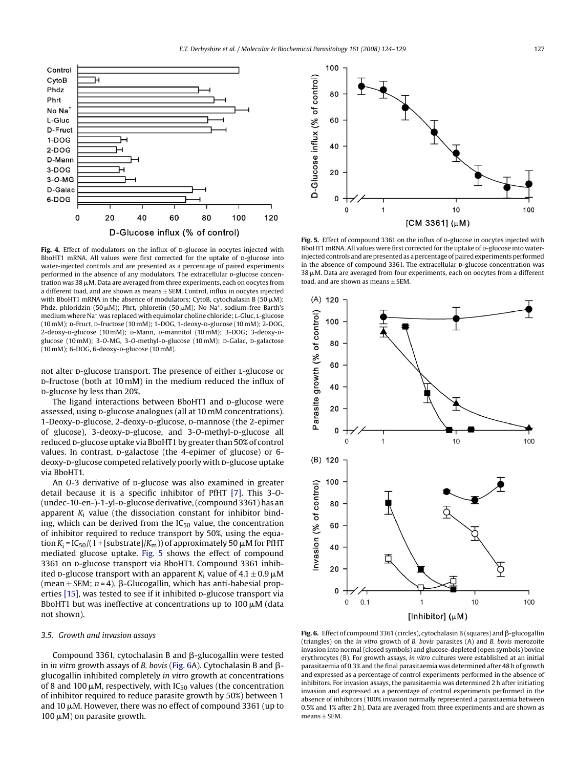**Fig. 4.** Effect of modulators on the influx of D-glucose in oocytes injected with BboHT1 mRNA. All values were first corrected for the uptake of D-glucose into water-injected controls and are presented as a percentage of paired experiments performed in the absence of any modulators. The extracellular D-glucose concentration was 38 μM. Data are averaged from three experiments, each on oocytes from a different toad, and are shown as means ± SEM. Control, influx in oocytes injected with BboHT1 mRNA in the absence of modulators; CytoB, cytochalasin B (50 μM); Phdz, phloridzin (50 μM); Phrt, phloretin (50 μM); No $Na^+$, sodium-free Barth's medium where $Na^+$ was replaced with equimolar choline chloride; L-Gluc, L-glucose (10 mM); D-Fruct, D-fructose (10 mM); 1-DOG, 1-deoxy-D-glucose (10 mM); 2-DOG, 2-deoxy-D-glucose (10 mM); D-Mann, D-mannitol (10 mM); 3-DOG; 3-deoxy-D-glucose (10 mM); 3-O-MG, 3-O-methyl-D-glucose (10 mM); D-Galac, D-galactose (10 mM); 6-DOG, 6-deoxy-D-glucose (10 mM).

not alter D-glucose transport. The presence of either L-glucose or D-fructose (both at 10 mM) in the medium reduced the influx of D-glucose by less than 20%.

The ligand interactions between BboHT1 and D-glucose were assessed, using D-glucose analogues (all at 10 mM concentrations). 1-Deoxy-D-glucose, 2-deoxy-D-glucose, D-mannose (the 2-epimer of glucose), 3-deoxy-D-glucose, and 3-*O*-methyl-D-glucose all reduced D-glucose uptake via BboHT1 by greater than 50% of control values. In contrast, D-galactose (the 4-epimer of glucose) or 6-deoxy-D-glucose competed relatively poorly with D-glucose uptake via BboHT1.

An *O*-3 derivative of D-glucose was also examined in greater detail because it is a specific inhibitor of PfHT [7]. This 3-*O*-(undec-10-en-)-1-yl-D-glucose derivative, (compound 3361) has an apparent $K_i$ value (the dissociation constant for inhibitor binding, which can be derived from the $IC_{50}$ value, the concentration of inhibitor required to reduce transport by 50%, using the equation $K_i = IC_{50}/(1 + [substrate]/K_m)$) of approximately 50 μM for PfHT mediated glucose uptake. Fig. 5 shows the effect of compound 3361 on D-glucose transport via BboHT1. Compound 3361 inhibited D-glucose transport with an apparent $K_i$ value of 4.1 ± 0.9 μM (mean ± SEM; $n = 4$). β-Glucogallin, which has anti-babesial properties [15], was tested to see if it inhibited D-glucose transport via BboHT1 but was ineffective at concentrations up to 100 μM (data not shown).

**Fig. 5.** Effect of compound 3361 on the influx of D-glucose in oocytes injected with BboHT1 mRNA. All values were first corrected for the uptake of D-glucose into water-injected controls and are presented as a percentage of paired experiments performed in the absence of compound 3361. The extracellular D-glucose concentration was 38 μM. Data are averaged from four experiments, each on oocytes from a different toad, and are shown as means ± SEM.

### *3.5. Growth and invasion assays*

Compound 3361, cytochalasin B and β-glucogallin were tested in *in vitro* growth assays of *B. bovis* (Fig. 6A). Cytochalasin B and β-glucogallin inhibited completely *in vitro* growth at concentrations of 8 and 100 μM, respectively, with $IC_{50}$ values (the concentration of inhibitor required to reduce parasite growth by 50%) between 1 and 10 μM. However, there was no effect of compound 3361 (up to 100 μM) on parasite growth.

**Fig. 6.** Effect of compound 3361 (circles), cytochalasin B (squares) and β-glucogallin (triangles) on the *in vitro* growth of *B. bovis* parasites (A) and *B. bovis* merozoite invasion into normal (closed symbols) and glucose-depleted (open symbols) bovine erythrocytes (B). For growth assays, *in vitro* cultures were established at an initial parasitaemia of 0.3% and the final parasitaemia was determined after 48 h of growth and expressed as a percentage of control experiments performed in the absence of inhibitors. For invasion assays, the parasitaemia was determined 2 h after initiating invasion and expressed as a percentage of control experiments performed in the absence of inhibitors (100% invasion normally represented a parasitaemia between 0.5% and 1% after 2 h). Data are averaged from three experiments and are shown as means ± SEM.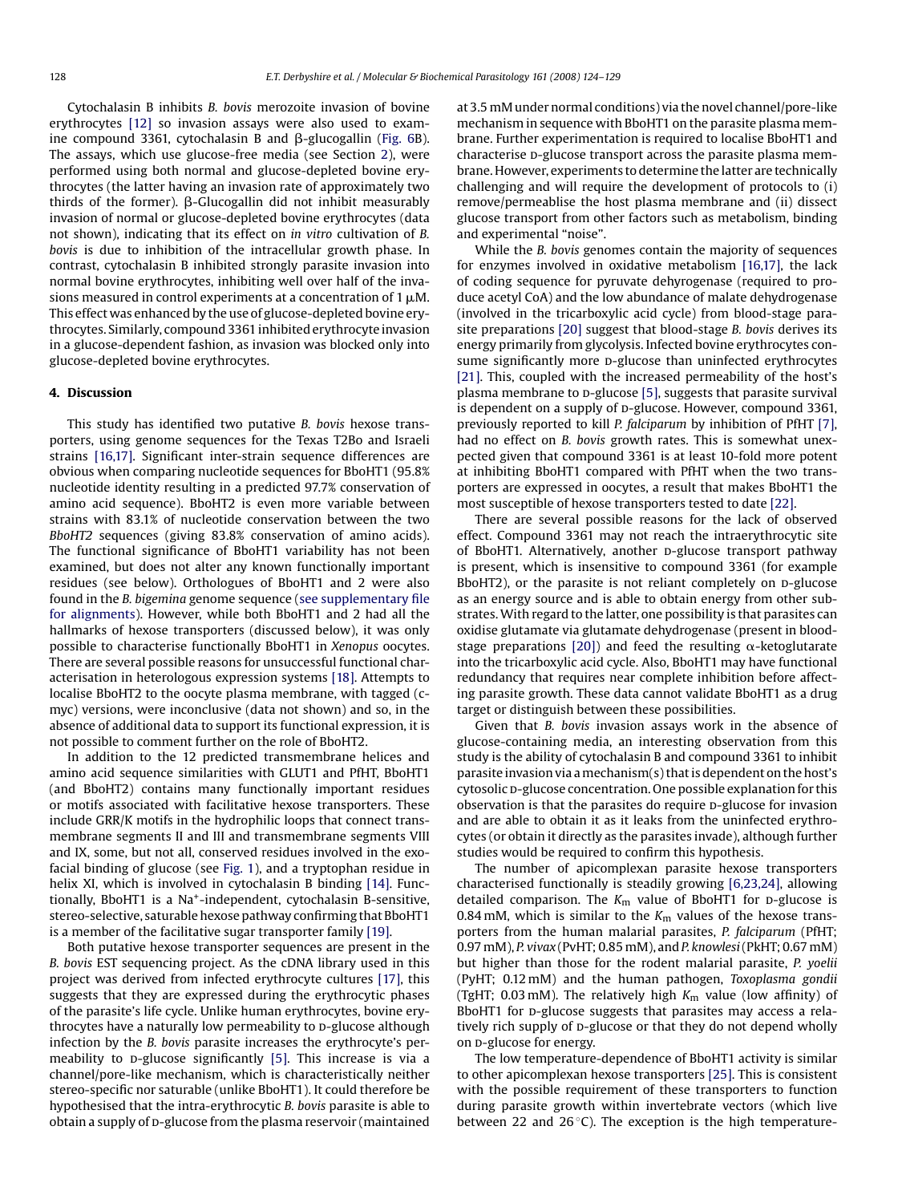Cytochalasin B inhibits *B. bovis* merozoite invasion of bovine erythrocytes [12] so invasion assays were also used to examine compound 3361, cytochalasin B and β-glucogallin (Fig. 6B). The assays, which use glucose-free media (see Section 2), were performed using both normal and glucose-depleted bovine erythrocytes (the latter having an invasion rate of approximately two thirds of the former). β-Glucogallin did not inhibit measurably invasion of normal or glucose-depleted bovine erythrocytes (data not shown), indicating that its effect on *in vitro* cultivation of *B. bovis* is due to inhibition of the intracellular growth phase. In contrast, cytochalasin B inhibited strongly parasite invasion into normal bovine erythrocytes, inhibiting well over half of the invasions measured in control experiments at a concentration of 1 μM. This effect was enhanced by the use of glucose-depleted bovine erythrocytes. Similarly, compound 3361 inhibited erythrocyte invasion in a glucose-dependent fashion, as invasion was blocked only into glucose-depleted bovine erythrocytes.

## 4. Discussion

This study has identified two putative *B. bovis* hexose transporters, using genome sequences for the Texas T2Bo and Israeli strains [16,17]. Significant inter-strain sequence differences are obvious when comparing nucleotide sequences for BboHT1 (95.8% nucleotide identity resulting in a predicted 97.7% conservation of amino acid sequence). BboHT2 is even more variable between strains with 83.1% of nucleotide conservation between the two *BboHT2* sequences (giving 83.8% conservation of amino acids). The functional significance of BboHT1 variability has not been examined, but does not alter any known functionally important residues (see below). Orthologues of BboHT1 and 2 were also found in the *B. bigemina* genome sequence (see supplementary file for alignments). However, while both BboHT1 and 2 had all the hallmarks of hexose transporters (discussed below), it was only possible to characterise functionally BboHT1 in *Xenopus* oocytes. There are several possible reasons for unsuccessful functional characterisation in heterologous expression systems [18]. Attempts to localise BboHT2 to the oocyte plasma membrane, with tagged (c-myc) versions, were inconclusive (data not shown) and so, in the absence of additional data to support its functional expression, it is not possible to comment further on the role of BboHT2.

In addition to the 12 predicted transmembrane helices and amino acid sequence similarities with GLUT1 and PfHT, BboHT1 (and BboHT2) contains many functionally important residues or motifs associated with facilitative hexose transporters. These include GRR/K motifs in the hydrophilic loops that connect transmembrane segments II and III and transmembrane segments VIII and IX, some, but not all, conserved residues involved in the exofacial binding of glucose (see Fig. 1), and a tryptophan residue in helix XI, which is involved in cytochalasin B binding [14]. Functionally, BboHT1 is a $Na^+$-independent, cytochalasin B-sensitive, stereo-selective, saturable hexose pathway confirming that BboHT1 is a member of the facilitative sugar transporter family [19].

Both putative hexose transporter sequences are present in the *B. bovis* EST sequencing project. As the cDNA library used in this project was derived from infected erythrocyte cultures [17], this suggests that they are expressed during the erythrocytic phases of the parasite's life cycle. Unlike human erythrocytes, bovine erythrocytes have a naturally low permeability to D-glucose although infection by the *B. bovis* parasite increases the erythrocyte's permeability to D-glucose significantly [5]. This increase is via a channel/pore-like mechanism, which is characteristically neither stereo-specific nor saturable (unlike BboHT1). It could therefore be hypothesised that the intra-erythrocytic *B. bovis* parasite is able to obtain a supply of D-glucose from the plasma reservoir (maintained at 3.5 mM under normal conditions) via the novel channel/pore-like mechanism in sequence with BboHT1 on the parasite plasma membrane. Further experimentation is required to localise BboHT1 and characterise D-glucose transport across the parasite plasma membrane. However, experiments to determine the latter are technically challenging and will require the development of protocols to (i) remove/permeablise the host plasma membrane and (ii) dissect glucose transport from other factors such as metabolism, binding and experimental "noise".

While the *B. bovis* genomes contain the majority of sequences for enzymes involved in oxidative metabolism [16,17], the lack of coding sequence for pyruvate dehyrogenase (required to produce acetyl CoA) and the low abundance of malate dehydrogenase (involved in the tricarboxylic acid cycle) from blood-stage parasite preparations [20] suggest that blood-stage *B. bovis* derives its energy primarily from glycolysis. Infected bovine erythrocytes consume significantly more D-glucose than uninfected erythrocytes [21]. This, coupled with the increased permeability of the host's plasma membrane to D-glucose [5], suggests that parasite survival is dependent on a supply of D-glucose. However, compound 3361, previously reported to kill *P. falciparum* by inhibition of PfHT [7], had no effect on *B. bovis* growth rates. This is somewhat unexpected given that compound 3361 is at least 10-fold more potent at inhibiting BboHT1 compared with PfHT when the two transporters are expressed in oocytes, a result that makes BboHT1 the most susceptible of hexose transporters tested to date [22].

There are several possible reasons for the lack of observed effect. Compound 3361 may not reach the intraerythrocytic site of BboHT1. Alternatively, another D-glucose transport pathway is present, which is insensitive to compound 3361 (for example BboHT2), or the parasite is not reliant completely on D-glucose as an energy source and is able to obtain energy from other substrates. With regard to the latter, one possibility is that parasites can oxidise glutamate via glutamate dehydrogenase (present in blood-stage preparations [20]) and feed the resulting α-ketoglutarate into the tricarboxylic acid cycle. Also, BboHT1 may have functional redundancy that requires near complete inhibition before affecting parasite growth. These data cannot validate BboHT1 as a drug target or distinguish between these possibilities.

Given that *B. bovis* invasion assays work in the absence of glucose-containing media, an interesting observation from this study is the ability of cytochalasin B and compound 3361 to inhibit parasite invasion via a mechanism(s) that is dependent on the host's cytosolic D-glucose concentration. One possible explanation for this observation is that the parasites do require D-glucose for invasion and are able to obtain it as it leaks from the uninfected erythrocytes (or obtain it directly as the parasites invade), although further studies would be required to confirm this hypothesis.

The number of apicomplexan parasite hexose transporters characterised functionally is steadily growing [6,23,24], allowing detailed comparison. The $K_m$ value of BboHT1 for D-glucose is 0.84 mM, which is similar to the $K_m$ values of the hexose transporters from the human malarial parasites, *P. falciparum* (PfHT; 0.97 mM), *P. vivax* (PvHT; 0.85 mM), and *P. knowlesi* (PkHT; 0.67 mM) but higher than those for the rodent malarial parasite, *P. yoelii* (PyHT; 0.12 mM) and the human pathogen, *Toxoplasma gondii* (TgHT; 0.03 mM). The relatively high $K_m$ value (low affinity) of BboHT1 for D-glucose suggests that parasites may access a relatively rich supply of D-glucose or that they do not depend wholly on D-glucose for energy.

The low temperature-dependence of BboHT1 activity is similar to other apicomplexan hexose transporters [25]. This is consistent with the possible requirement of these transporters to function during parasite growth within invertebrate vectors (which live between 22 and 26 °C). The exception is the high temperature-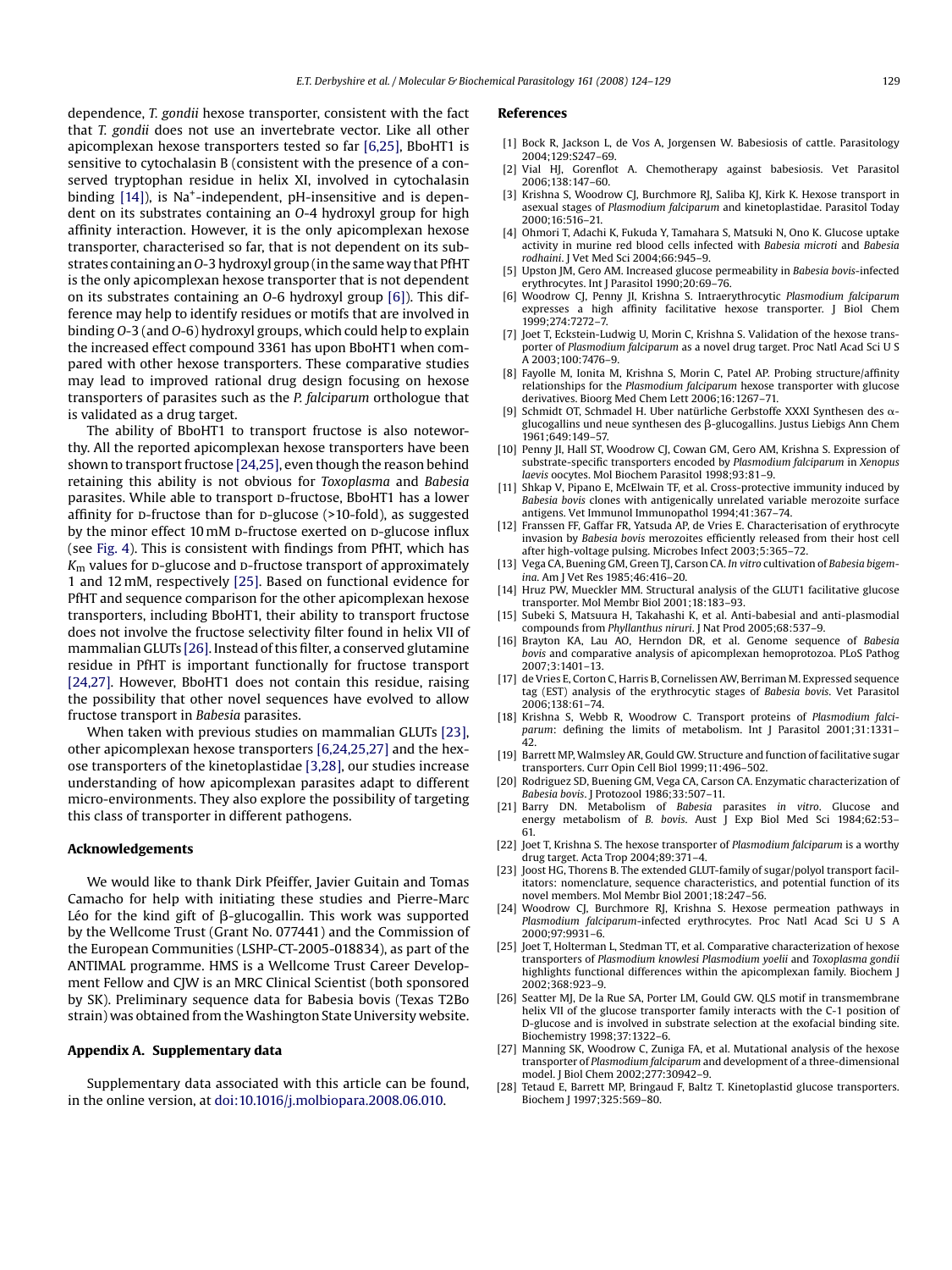dependence, *T. gondii* hexose transporter, consistent with the fact that *T. gondii* does not use an invertebrate vector. Like all other apicomplexan hexose transporters tested so far [6,25], BboHT1 is sensitive to cytochalasin B (consistent with the presence of a conserved tryptophan residue in helix XI, involved in cytochalasin binding [14]), is $Na^+$-independent, pH-insensitive and is dependent on its substrates containing an *O*-4 hydroxyl group for high affinity interaction. However, it is the only apicomplexan hexose transporter, characterised so far, that is not dependent on its substrates containing an *O*-3 hydroxyl group (in the same way that PfHT is the only apicomplexan hexose transporter that is not dependent on its substrates containing an *O*-6 hydroxyl group [6]). This difference may help to identify residues or motifs that are involved in binding *O*-3 (and *O*-6) hydroxyl groups, which could help to explain the increased effect compound 3361 has upon BboHT1 when compared with other hexose transporters. These comparative studies may lead to improved rational drug design focusing on hexose transporters of parasites such as the *P. falciparum* orthologue that is validated as a drug target.

The ability of BboHT1 to transport fructose is also noteworthy. All the reported apicomplexan hexose transporters have been shown to transport fructose [24,25], even though the reason behind retaining this ability is not obvious for *Toxoplasma* and *Babesia* parasites. While able to transport D-fructose, BboHT1 has a lower affinity for D-fructose than for D-glucose (>10-fold), as suggested by the minor effect 10 mM D-fructose exerted on D-glucose influx (see Fig. 4). This is consistent with findings from PfHT, which has $K_m$ values for D-glucose and D-fructose transport of approximately 1 and 12 mM, respectively [25]. Based on functional evidence for PfHT and sequence comparison for the other apicomplexan hexose transporters, including BboHT1, their ability to transport fructose does not involve the fructose selectivity filter found in helix VII of mammalian GLUTs [26]. Instead of this filter, a conserved glutamine residue in PfHT is important functionally for fructose transport [24,27]. However, BboHT1 does not contain this residue, raising the possibility that other novel sequences have evolved to allow fructose transport in *Babesia* parasites.

When taken with previous studies on mammalian GLUTs [23], other apicomplexan hexose transporters [6,24,25,27] and the hexose transporters of the kinetoplastidae [3,28], our studies increase understanding of how apicomplexan parasites adapt to different micro-environments. They also explore the possibility of targeting this class of transporter in different pathogens.

## Acknowledgements

We would like to thank Dirk Pfeiffer, Javier Guitain and Tomas Camacho for help with initiating these studies and Pierre-Marc Léo for the kind gift of β-glucogallin. This work was supported by the Wellcome Trust (Grant No. 077441) and the Commission of the European Communities (LSHP-CT-2005-018834), as part of the ANTIMAL programme. HMS is a Wellcome Trust Career Development Fellow and CJW is an MRC Clinical Scientist (both sponsored by SK). Preliminary sequence data for Babesia bovis (Texas T2Bo strain) was obtained from the Washington State University website.

## Appendix A. Supplementary data

Supplementary data associated with this article can be found, in the online version, at doi:10.1016/j.molbiopara.2008.06.010.

## References

[1] Bock R, Jackson L, de Vos A, Jorgensen W. Babesiosis of cattle. Parasitology 2004;129:S247–69.

[2] Vial HJ, Gorenflot A. Chemotherapy against babesiosis. Vet Parasitol 2006;138:147–60.

[3] Krishna S, Woodrow CJ, Burchmore RJ, Saliba KJ, Kirk K. Hexose transport in asexual stages of *Plasmodium falciparum* and kinetoplastidae. Parasitol Today 2000;16:516–21.

[4] Ohmori T, Adachi K, Fukuda Y, Tamahara S, Matsuki N, Ono K. Glucose uptake activity in murine red blood cells infected with *Babesia microti* and *Babesia rodhaini*. J Vet Med Sci 2004;66:945–9.

[5] Upston JM, Gero AM. Increased glucose permeability in *Babesia bovis*-infected erythrocytes. Int J Parasitol 1990;20:69–76.

[6] Woodrow CJ, Penny JI, Krishna S. Intraerythrocytic *Plasmodium falciparum* expresses a high affinity facilitative hexose transporter. J Biol Chem 1999;274:7272–7.

[7] Joet T, Eckstein-Ludwig U, Morin C, Krishna S. Validation of the hexose transporter of *Plasmodium falciparum* as a novel drug target. Proc Natl Acad Sci U S A 2003;100:7476–9.

[8] Fayolle M, Ionita M, Krishna S, Morin C, Patel AP. Probing structure/affinity relationships for the *Plasmodium falciparum* hexose transporter with glucose derivatives. Bioorg Med Chem Lett 2006;16:1267–71.

[9] Schmidt OT, Schmadel H. Uber natürliche Gerbstoffe XXXI Synthesen des α-glucogallins und neue synthesen des β-glucogallins. Justus Liebigs Ann Chem 1961;649:149–57.

[10] Penny JI, Hall ST, Woodrow CJ, Cowan GM, Gero AM, Krishna S. Expression of substrate-specific transporters encoded by *Plasmodium falciparum* in *Xenopus laevis* oocytes. Mol Biochem Parasitol 1998;93:81–9.

[11] Shkap V, Pipano E, McElwain TF, et al. Cross-protective immunity induced by *Babesia bovis* clones with antigenically unrelated variable merozoite surface antigens. Vet Immunol Immunopathol 1994;41:367–74.

[12] Franssen FF, Gaffar FR, Yatsuda AP, de Vries E. Characterisation of erythrocyte invasion by *Babesia bovis* merozoites efficiently released from their host cell after high-voltage pulsing. Microbes Infect 2003;5:365–72.

[13] Vega CA, Buening GM, Green TJ, Carson CA. *In vitro* cultivation of *Babesia bigemina*. Am J Vet Res 1985;46:416–20.

[14] Hruz PW, Mueckler MM. Structural analysis of the GLUT1 facilitative glucose transporter. Mol Membr Biol 2001;18:183–93.

[15] Subeki S, Matsuura H, Takahashi K, et al. Anti-babesial and anti-plasmodial compounds from *Phyllanthus niruri*. J Nat Prod 2005;68:537–9.

[16] Brayton KA, Lau AO, Herndon DR, et al. Genome sequence of *Babesia bovis* and comparative analysis of apicomplexan hemoprotozoa. PLoS Pathog 2007;3:1401–13.

[17] de Vries E, Corton C, Harris B, Cornelissen AW, Berriman M. Expressed sequence tag (EST) analysis of the erythrocytic stages of *Babesia bovis*. Vet Parasitol 2006;138:61–74.

[18] Krishna S, Webb R, Woodrow C. Transport proteins of *Plasmodium falciparum*: defining the limits of metabolism. Int J Parasitol 2001;31:1331–42.

[19] Barrett MP, Walmsley AR, Gould GW. Structure and function of facilitative sugar transporters. Curr Opin Cell Biol 1999;11:496–502.

[20] Rodriguez SD, Buening GM, Vega CA, Carson CA. Enzymatic characterization of *Babesia bovis*. J Protozool 1986;33:507–11.

[21] Barry DN. Metabolism of *Babesia* parasites *in vitro*. Glucose and energy metabolism of *B. bovis*. Aust J Exp Biol Med Sci 1984;62:53–61.

[22] Joet T, Krishna S. The hexose transporter of *Plasmodium falciparum* is a worthy drug target. Acta Trop 2004;89:371–4.

[23] Joost HG, Thorens B. The extended GLUT-family of sugar/polyol transport facilitators: nomenclature, sequence characteristics, and potential function of its novel members. Mol Membr Biol 2001;18:247–56.

[24] Woodrow CJ, Burchmore RJ, Krishna S. Hexose permeation pathways in *Plasmodium falciparum*-infected erythrocytes. Proc Natl Acad Sci U S A 2000;97:9931–6.

[25] Joet T, Holterman L, Stedman TT, et al. Comparative characterization of hexose transporters of *Plasmodium knowlesi Plasmodium yoelii* and *Toxoplasma gondii* highlights functional differences within the apicomplexan family. Biochem J 2002;368:923–9.

[26] Seatter MJ, De la Rue SA, Porter LM, Gould GW. QLS motif in transmembrane helix VII of the glucose transporter family interacts with the C-1 position of D-glucose and is involved in substrate selection at the exofacial binding site. Biochemistry 1998;37:1322–6.

[27] Manning SK, Woodrow C, Zuniga FA, et al. Mutational analysis of the hexose transporter of *Plasmodium falciparum* and development of a three-dimensional model. J Biol Chem 2002;277:30942–9.

[28] Tetaud E, Barrett MP, Bringaud F, Baltz T. Kinetoplastid glucose transporters. Biochem J 1997;325:569–80.